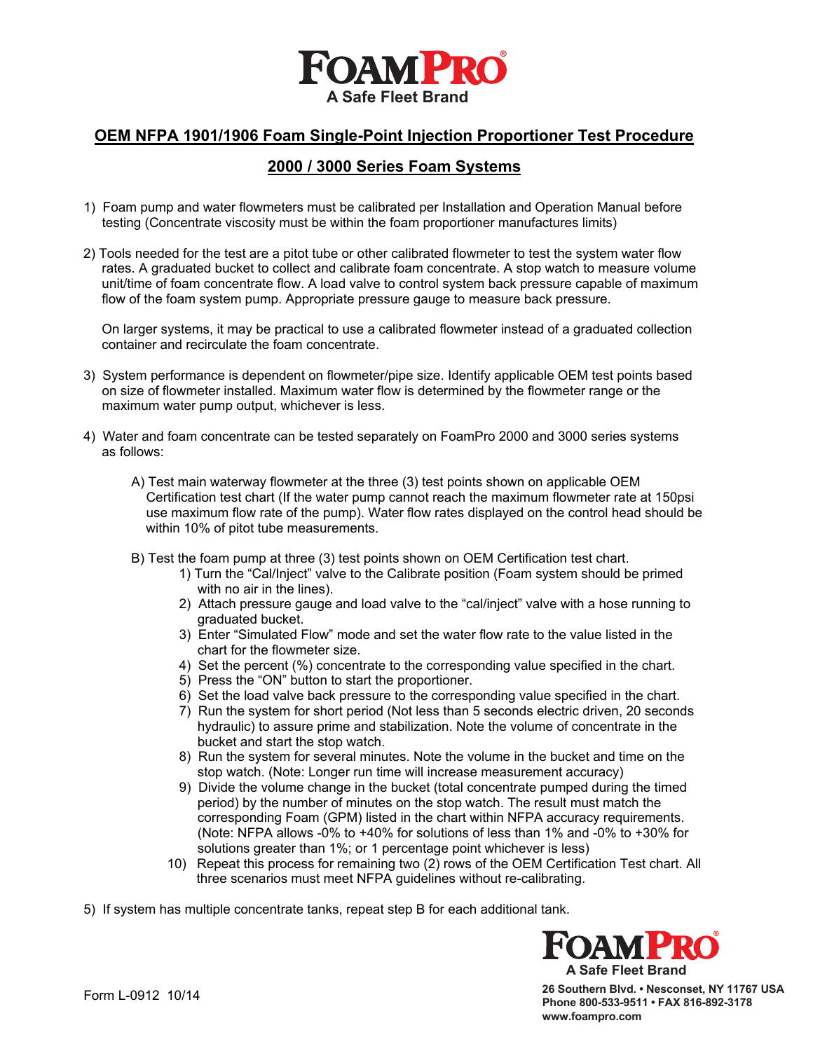# FoamPro

A Safe Fleet Brand

## OEM NFPA 1901/1906 Foam Single-Point Injection Proportioner Test Procedure

## 2000 / 3000 Series Foam Systems

1) Foam pump and water flowmeters must be calibrated per Installation and Operation Manual before testing (Concentrate viscosity must be within the foam proportioner manufactures limits)

2) Tools needed for the test are a pitot tube or other calibrated flowmeter to test the system water flow rates. A graduated bucket to collect and calibrate foam concentrate. A stop watch to measure volume unit/time of foam concentrate flow. A load valve to control system back pressure capable of maximum flow of the foam system pump. Appropriate pressure gauge to measure back pressure.

   On larger systems, it may be practical to use a calibrated flowmeter instead of a graduated collection container and recirculate the foam concentrate.

3) System performance is dependent on flowmeter/pipe size. Identify applicable OEM test points based on size of flowmeter installed. Maximum water flow is determined by the flowmeter range or the maximum water pump output, whichever is less.

4) Water and foam concentrate can be tested separately on FoamPro 2000 and 3000 series systems as follows:

   A) Test main waterway flowmeter at the three (3) test points shown on applicable OEM Certification test chart (If the water pump cannot reach the maximum flowmeter rate at 150psi use maximum flow rate of the pump). Water flow rates displayed on the control head should be within 10% of pitot tube measurements.

   B) Test the foam pump at three (3) test points shown on OEM Certification test chart.
      1) Turn the "Cal/Inject" valve to the Calibrate position (Foam system should be primed with no air in the lines).
      2) Attach pressure gauge and load valve to the "cal/inject" valve with a hose running to graduated bucket.
      3) Enter "Simulated Flow" mode and set the water flow rate to the value listed in the chart for the flowmeter size.
      4) Set the percent (%) concentrate to the corresponding value specified in the chart.
      5) Press the "ON" button to start the proportioner.
      6) Set the load valve back pressure to the corresponding value specified in the chart.
      7) Run the system for short period (Not less than 5 seconds electric driven, 20 seconds hydraulic) to assure prime and stabilization. Note the volume of concentrate in the bucket and start the stop watch.
      8) Run the system for several minutes. Note the volume in the bucket and time on the stop watch. (Note: Longer run time will increase measurement accuracy)
      9) Divide the volume change in the bucket (total concentrate pumped during the timed period) by the number of minutes on the stop watch. The result must match the corresponding Foam (GPM) listed in the chart within NFPA accuracy requirements. (Note: NFPA allows -0% to +40% for solutions of less than 1% and -0% to +30% for solutions greater than 1%; or 1 percentage point whichever is less)
      10) Repeat this process for remaining two (2) rows of the OEM Certification Test chart. All three scenarios must meet NFPA guidelines without re-calibrating.

5) If system has multiple concentrate tanks, repeat step B for each additional tank.

Form L-0912 10/14

FoamPro
A Safe Fleet Brand
26 Southern Blvd. • Nesconset, NY 11767 USA
Phone 800-533-9511 • FAX 816-892-3178
www.foampro.com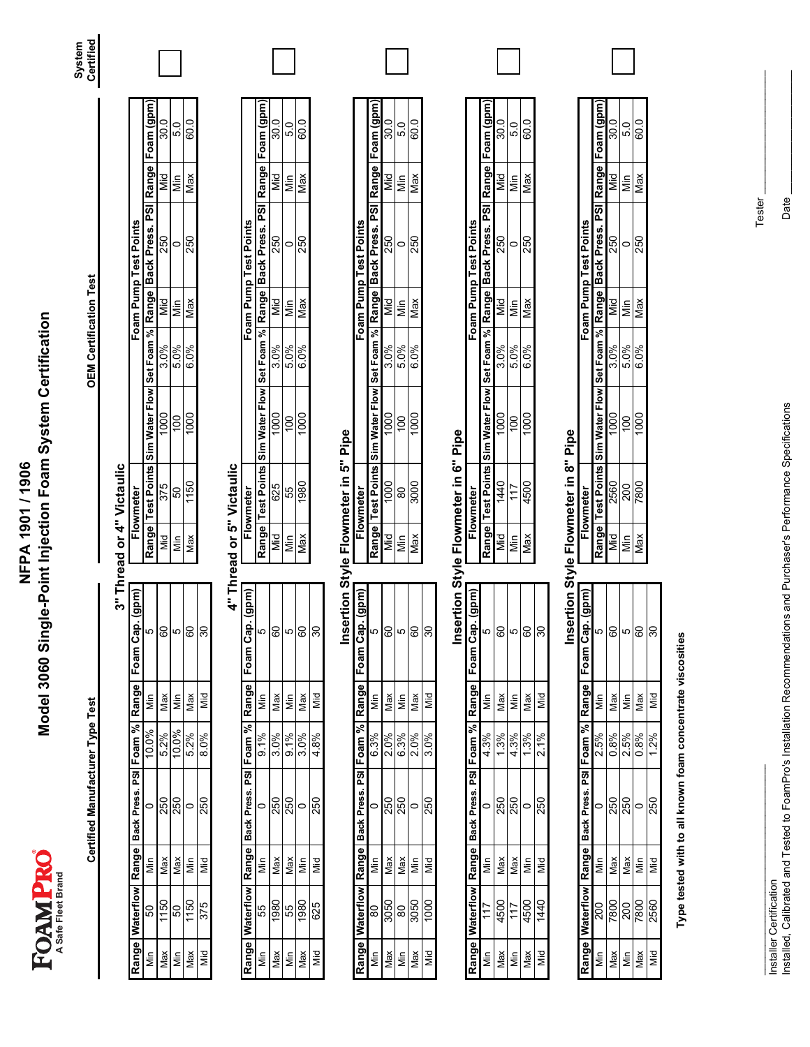FOAMPRO
A Safe Fleet Brand

# NFPA 1901 / 1906
# Model 3060 Single-Point Injection Foam System Certification

**Certified Manufacturer Type Test** | **OEM Certification Test** | **System Certified**

## 3" Thread or 4" Victaulic

| Range | Waterflow | Range | Back Press. PSI | Foam % | Range | Foam Cap. (gpm) |
|---|---|---|---|---|---|---|
| Min | 50 | Min | 0 | 10.0% | Min | 5 |
| Max | 1150 | Max | 250 | 5.2% | Max | 60 |
| Min | 50 | Max | 250 | 10.0% | Min | 5 |
| Max | 1150 | Min | 0 | 5.2% | Max | 60 |
| Mid | 375 | Mid | 250 | 8.0% | Mid | 30 |

| Flowmeter | | | | Foam Pump Test Points | | | | |
|---|---|---|---|---|---|---|---|---|
| Range | Test Points | Sim Water Flow | Set Foam % | Range | Back Press. PSI | Range | Foam (gpm) | System Certified |
| Mid | 375 | 1000 | 3.0% | Mid | 250 | Mid | 30.0 | ☐ |
| Min | 50 | 100 | 5.0% | Min | 0 | Min | 5.0 | |
| Max | 1150 | 1000 | 6.0% | Max | 250 | Max | 60.0 | |

## 4" Thread or 5" Victaulic

| Range | Waterflow | Range | Back Press. PSI | Foam % | Range | Foam Cap. (gpm) |
|---|---|---|---|---|---|---|
| Min | 55 | Min | 0 | 9.1% | Min | 5 |
| Max | 1980 | Max | 250 | 3.0% | Max | 60 |
| Min | 55 | Max | 250 | 9.1% | Min | 5 |
| Max | 1980 | Min | 0 | 3.0% | Max | 60 |
| Mid | 625 | Mid | 250 | 4.8% | Mid | 30 |

| Flowmeter | | | | Foam Pump Test Points | | | | |
|---|---|---|---|---|---|---|---|---|
| Range | Test Points | Sim Water Flow | Set Foam % | Range | Back Press. PSI | Range | Foam (gpm) | System Certified |
| Mid | 625 | 1000 | 3.0% | Mid | 250 | Mid | 30.0 | ☐ |
| Min | 55 | 100 | 5.0% | Min | 0 | Min | 5.0 | |
| Max | 1980 | 1000 | 6.0% | Max | 250 | Max | 60.0 | |

## Insertion Style Flowmeter in 5" Pipe

| Range | Waterflow | Range | Back Press. PSI | Foam % | Range | Foam Cap. (gpm) |
|---|---|---|---|---|---|---|
| Min | 80 | Min | 0 | 6.3% | Min | 5 |
| Max | 3050 | Max | 250 | 2.0% | Max | 60 |
| Min | 80 | Max | 250 | 6.3% | Min | 5 |
| Max | 3050 | Min | 0 | 2.0% | Max | 60 |
| Mid | 1000 | Mid | 250 | 3.0% | Mid | 30 |

| Flowmeter | | | | Foam Pump Test Points | | | | |
|---|---|---|---|---|---|---|---|---|
| Range | Test Points | Sim Water Flow | Set Foam % | Range | Back Press. PSI | Range | Foam (gpm) | System Certified |
| Mid | 1000 | 1000 | 3.0% | Mid | 250 | Mid | 30.0 | ☐ |
| Min | 80 | 100 | 5.0% | Min | 0 | Min | 5.0 | |
| Max | 3000 | 1000 | 6.0% | Max | 250 | Max | 60.0 | |

## Insertion Style Flowmeter in 6" Pipe

| Range | Waterflow | Range | Back Press. PSI | Foam % | Range | Foam Cap. (gpm) |
|---|---|---|---|---|---|---|
| Min | 117 | Min | 0 | 4.3% | Min | 5 |
| Max | 4500 | Max | 250 | 1.3% | Max | 60 |
| Min | 117 | Max | 250 | 4.3% | Min | 5 |
| Max | 4500 | Min | 0 | 1.3% | Max | 60 |
| Mid | 1440 | Mid | 250 | 2.1% | Mid | 30 |

| Flowmeter | | | | Foam Pump Test Points | | | | |
|---|---|---|---|---|---|---|---|---|
| Range | Test Points | Sim Water Flow | Set Foam % | Range | Back Press. PSI | Range | Foam (gpm) | System Certified |
| Mid | 1440 | 1000 | 3.0% | Mid | 250 | Mid | 30.0 | ☐ |
| Min | 117 | 100 | 5.0% | Min | 0 | Min | 5.0 | |
| Max | 4500 | 1000 | 6.0% | Max | 250 | Max | 60.0 | |

## Insertion Style Flowmeter in 8" Pipe

| Range | Waterflow | Range | Back Press. PSI | Foam % | Range | Foam Cap. (gpm) |
|---|---|---|---|---|---|---|
| Min | 200 | Min | 0 | 2.5% | Min | 5 |
| Max | 7800 | Max | 250 | 0.8% | Max | 60 |
| Min | 200 | Max | 250 | 2.5% | Min | 5 |
| Max | 7800 | Min | 0 | 0.8% | Max | 60 |
| Mid | 2560 | Mid | 250 | 1.2% | Mid | 30 |

| Flowmeter | | | | Foam Pump Test Points | | | | |
|---|---|---|---|---|---|---|---|---|
| Range | Test Points | Sim Water Flow | Set Foam % | Range | Back Press. PSI | Range | Foam (gpm) | System Certified |
| Mid | 2560 | 1000 | 3.0% | Mid | 250 | Mid | 30.0 | ☐ |
| Min | 200 | 100 | 5.0% | Min | 0 | Min | 5.0 | |
| Max | 7800 | 1000 | 6.0% | Max | 250 | Max | 60.0 | |

**Type tested with to all known foam concentrate viscosities**

Installer Certification

Installed, Calibrated and Tested to FoamPro's Installation Recommendations and Purchaser's Performance Specifications

Tester ____________________

Date ____________________